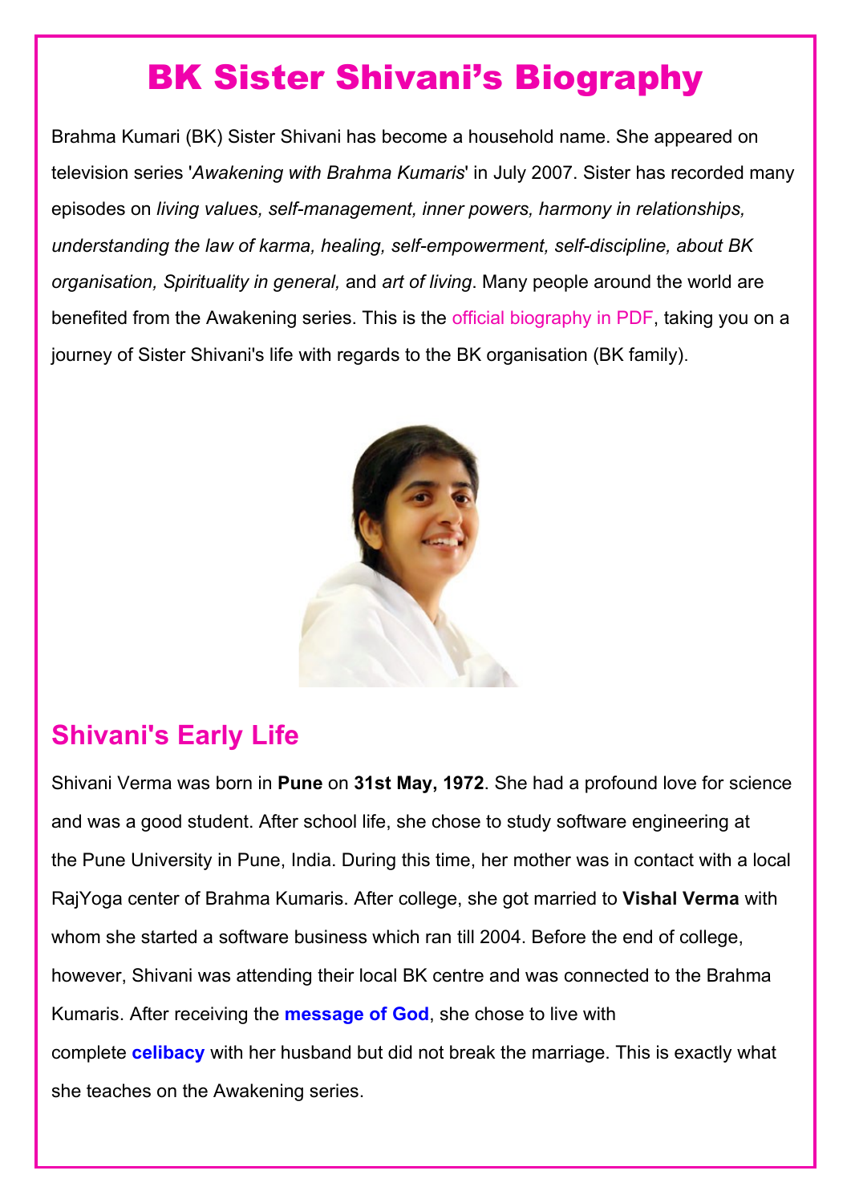# BK Sister Shivani's Biography

Brahma Kumari (BK) Sister Shivani has become a household name. She appeared on television series '*Awakening with Brahma Kumaris*' in July 2007. Sister has recorded many episodes on *living values, self-management, inner powers, harmony in relationships, understanding the law of karma, healing, self-empowerment, self-discipline, about BK organisation, Spirituality in general,* and *art of living*. Many people around the world are benefited from the Awakening series. This is the official biography in PDF, taking you on a journey of Sister Shivani's life with regards to the BK organisation (BK family).

## Shivani's Early Life

Shivani Verma was born in **Pune** on **31st May, 1972**. She had a profound love for science and was a good student. After school life, she chose to study software engineering at the Pune University in Pune, India. During this time, her mother was in contact with a local RajYoga center of Brahma Kumaris. After college, she got married to **Vishal Verma** with whom she started a software business which ran till 2004. Before the end of college, however, Shivani was attending their local BK centre and was connected to the Brahma Kumaris. After receiving the **message of God**, she chose to live with complete **celibacy** with her husband but did not break the marriage. This is exactly what she teaches on the Awakening series.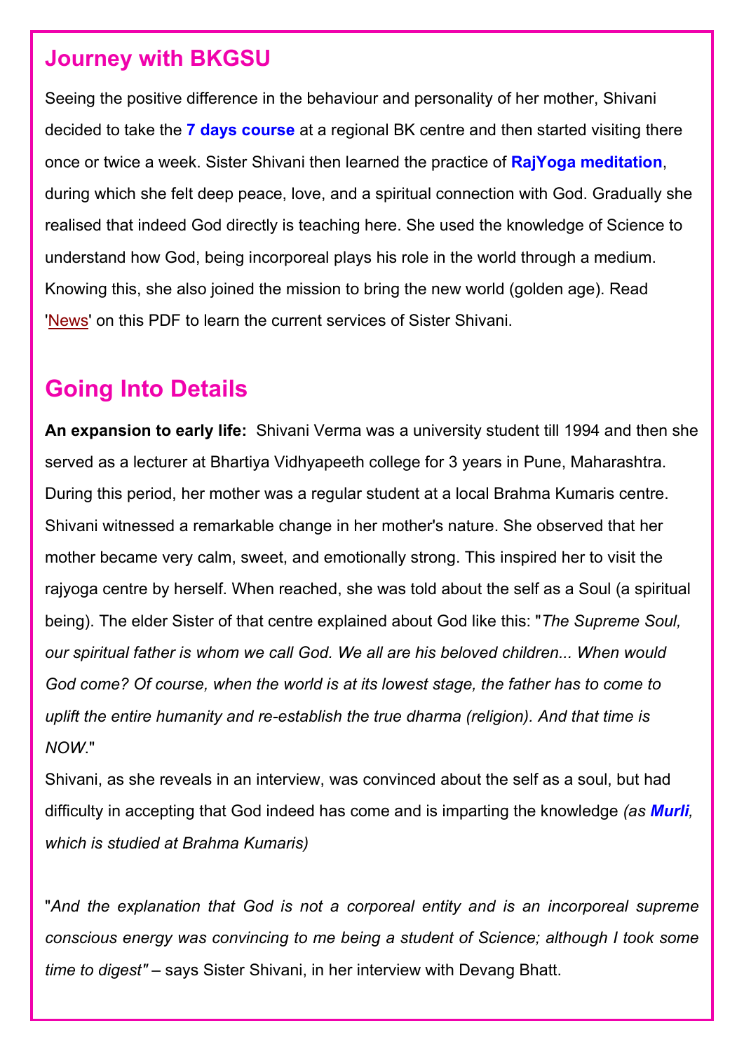## Journey with BKGSU

Seeing the positive difference in the behaviour and personality of her mother, Shivani decided to take the **7 days course** at a regional BK centre and then started visiting there once or twice a week. Sister Shivani then learned the practice of **RajYoga meditation**, during which she felt deep peace, love, and a spiritual connection with God. Gradually she realised that indeed God directly is teaching here. She used the knowledge of Science to understand how God, being incorporeal plays his role in the world through a medium. Knowing this, she also joined the mission to bring the new world (golden age). Read 'News' on this PDF to learn the current services of Sister Shivani.

## Going Into Details

**An expansion to early life:** Shivani Verma was a university student till 1994 and then she served as a lecturer at Bhartiya Vidhyapeeth college for 3 years in Pune, Maharashtra. During this period, her mother was a regular student at a local Brahma Kumaris centre. Shivani witnessed a remarkable change in her mother's nature. She observed that her mother became very calm, sweet, and emotionally strong. This inspired her to visit the rajyoga centre by herself. When reached, she was told about the self as a Soul (a spiritual being). The elder Sister of that centre explained about God like this: "*The Supreme Soul, our spiritual father is whom we call God. We all are his beloved children... When would God come? Of course, when the world is at its lowest stage, the father has to come to uplift the entire humanity and re-establish the true dharma (religion). And that time is NOW*."

Shivani, as she reveals in an interview, was convinced about the self as a soul, but had difficulty in accepting that God indeed has come and is imparting the knowledge *(as **Murli**, which is studied at Brahma Kumaris)*

"*And the explanation that God is not a corporeal entity and is an incorporeal supreme conscious energy was convincing to me being a student of Science; although I took some time to digest"* – says Sister Shivani, in her interview with Devang Bhatt.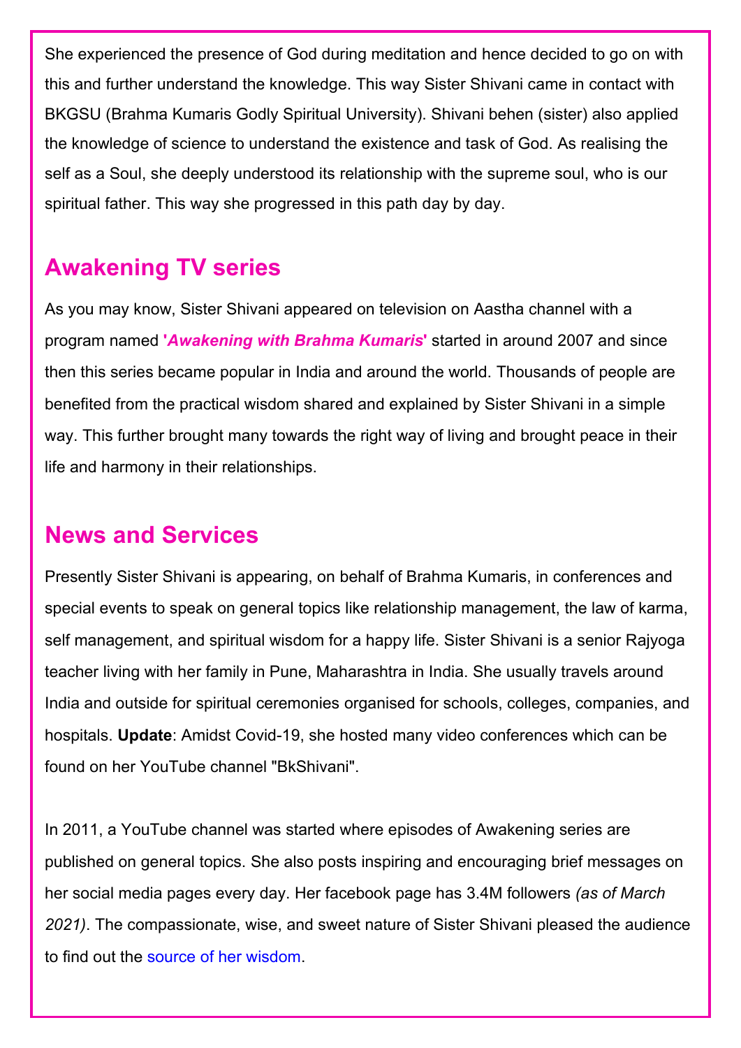She experienced the presence of God during meditation and hence decided to go on with this and further understand the knowledge. This way Sister Shivani came in contact with BKGSU (Brahma Kumaris Godly Spiritual University). Shivani behen (sister) also applied the knowledge of science to understand the existence and task of God. As realising the self as a Soul, she deeply understood its relationship with the supreme soul, who is our spiritual father. This way she progressed in this path day by day.

## Awakening TV series

As you may know, Sister Shivani appeared on television on Aastha channel with a program named '***Awakening with Brahma Kumaris***' started in around 2007 and since then this series became popular in India and around the world. Thousands of people are benefited from the practical wisdom shared and explained by Sister Shivani in a simple way. This further brought many towards the right way of living and brought peace in their life and harmony in their relationships.

## News and Services

Presently Sister Shivani is appearing, on behalf of Brahma Kumaris, in conferences and special events to speak on general topics like relationship management, the law of karma, self management, and spiritual wisdom for a happy life. Sister Shivani is a senior Rajyoga teacher living with her family in Pune, Maharashtra in India. She usually travels around India and outside for spiritual ceremonies organised for schools, colleges, companies, and hospitals. **Update**: Amidst Covid-19, she hosted many video conferences which can be found on her YouTube channel "BkShivani".

In 2011, a YouTube channel was started where episodes of Awakening series are published on general topics. She also posts inspiring and encouraging brief messages on her social media pages every day. Her facebook page has 3.4M followers *(as of March 2021)*. The compassionate, wise, and sweet nature of Sister Shivani pleased the audience to find out the source of her wisdom.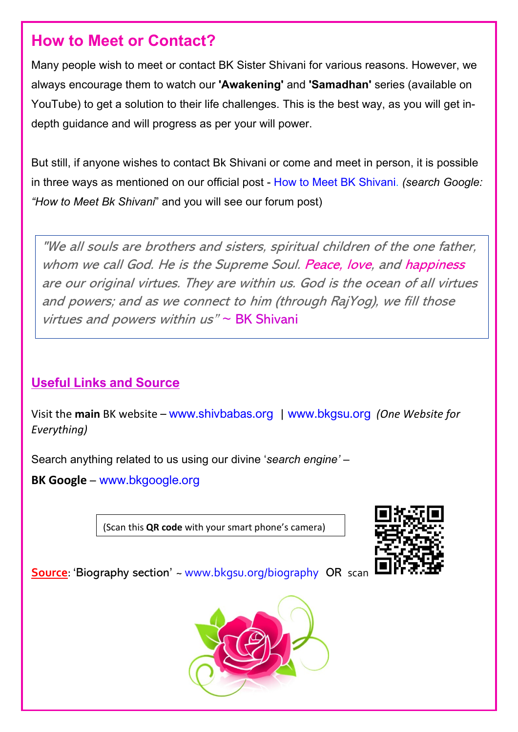## How to Meet or Contact?

Many people wish to meet or contact BK Sister Shivani for various reasons. However, we always encourage them to watch our **'Awakening'** and **'Samadhan'** series (available on YouTube) to get a solution to their life challenges. This is the best way, as you will get in-depth guidance and will progress as per your will power.

But still, if anyone wishes to contact Bk Shivani or come and meet in person, it is possible in three ways as mentioned on our official post - How to Meet BK Shivani. *(search Google: "How to Meet Bk Shivani*" and you will see our forum post)

> *"We all souls are brothers and sisters, spiritual children of the one father, whom we call God. He is the Supreme Soul. Peace, love, and happiness are our original virtues. They are within us. God is the ocean of all virtues and powers; and as we connect to him (through RajYog), we fill those virtues and powers within us"* ~ BK Shivani

### Useful Links and Source

Visit the **main** BK website – www.shivbabas.org | www.bkgsu.org *(One Website for Everything)*

Search anything related to us using our divine '*search engine'* –

**BK Google** – www.bkgoogle.org

(Scan this **QR code** with your smart phone's camera)

**Source**: 'Biography section' ~ www.bkgsu.org/biography OR scan